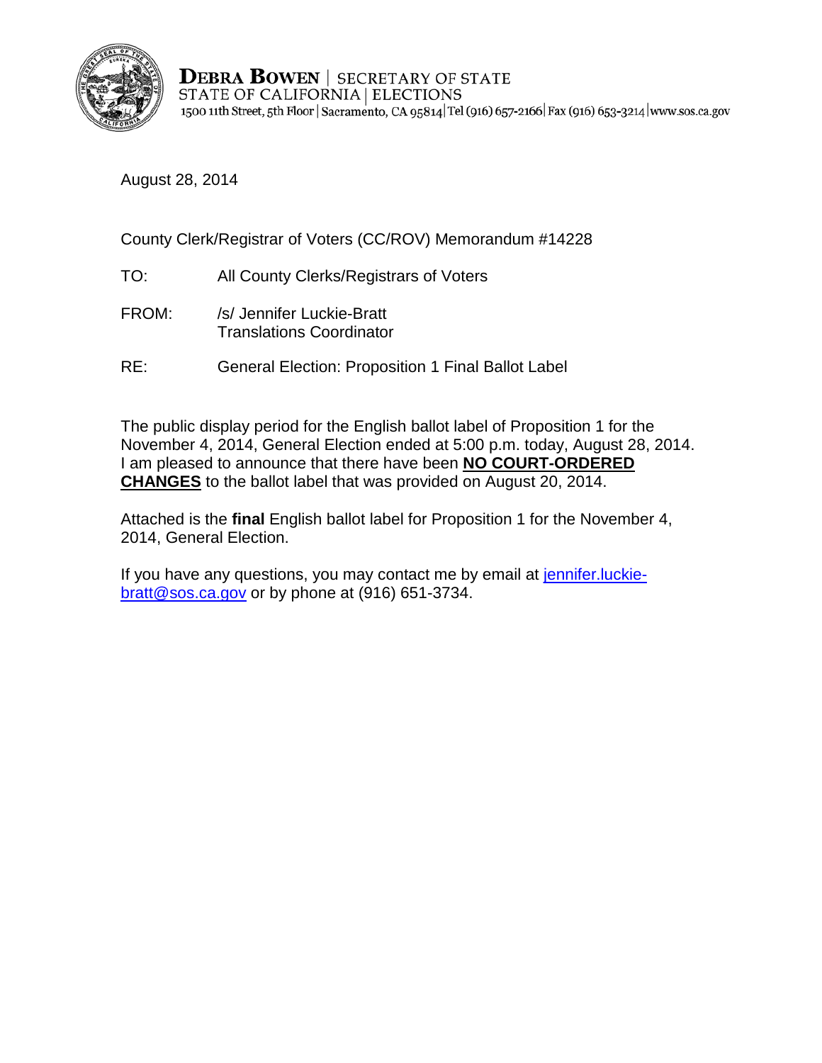**DEBRA BOWEN** | SECRETARY OF STATE
STATE OF CALIFORNIA | ELECTIONS
1500 11th Street, 5th Floor | Sacramento, CA 95814 | Tel (916) 657-2166 | Fax (916) 653-3214 | www.sos.ca.gov

August 28, 2014

County Clerk/Registrar of Voters (CC/ROV) Memorandum #14228

TO: All County Clerks/Registrars of Voters

FROM: /s/ Jennifer Luckie-Bratt
Translations Coordinator

RE: General Election: Proposition 1 Final Ballot Label

The public display period for the English ballot label of Proposition 1 for the November 4, 2014, General Election ended at 5:00 p.m. today, August 28, 2014. I am pleased to announce that there have been **NO COURT-ORDERED CHANGES** to the ballot label that was provided on August 20, 2014.

Attached is the **final** English ballot label for Proposition 1 for the November 4, 2014, General Election.

If you have any questions, you may contact me by email at jennifer.luckie-bratt@sos.ca.gov or by phone at (916) 651-3734.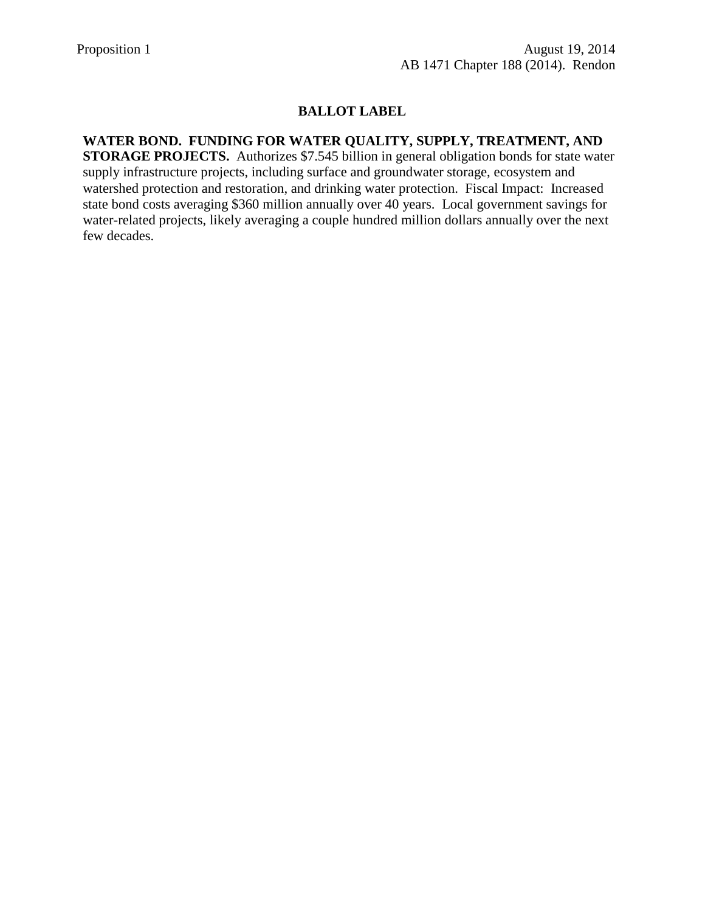Proposition 1

August 19, 2014
AB 1471 Chapter 188 (2014). Rendon

## BALLOT LABEL

**WATER BOND. FUNDING FOR WATER QUALITY, SUPPLY, TREATMENT, AND STORAGE PROJECTS.** Authorizes $7.545 billion in general obligation bonds for state water supply infrastructure projects, including surface and groundwater storage, ecosystem and watershed protection and restoration, and drinking water protection. Fiscal Impact: Increased state bond costs averaging $360 million annually over 40 years. Local government savings for water-related projects, likely averaging a couple hundred million dollars annually over the next few decades.